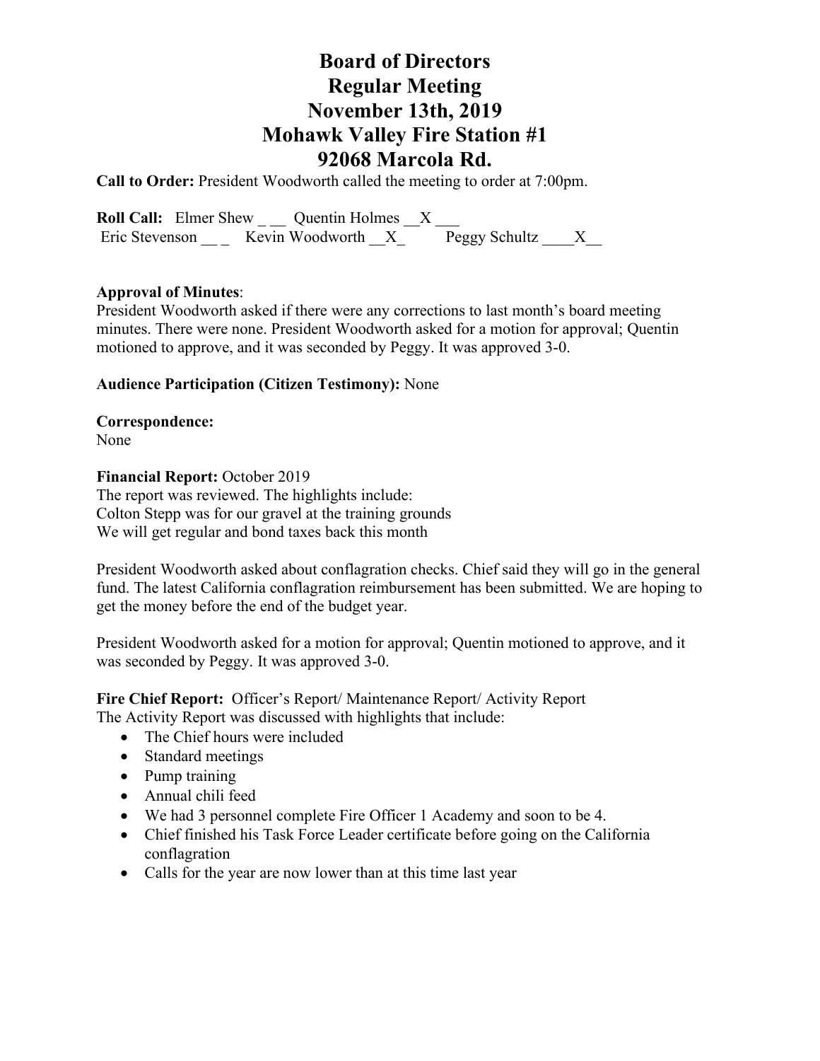# Board of Directors
# Regular Meeting
# November 13th, 2019
# Mohawk Valley Fire Station #1
# 92068 Marcola Rd.

**Call to Order:** President Woodworth called the meeting to order at 7:00pm.

**Roll Call:** Elmer Shew _ __ Quentin Holmes __X ___
Eric Stevenson __ _ Kevin Woodworth __X_ Peggy Schultz ____X__

**Approval of Minutes**:
President Woodworth asked if there were any corrections to last month's board meeting minutes. There were none. President Woodworth asked for a motion for approval; Quentin motioned to approve, and it was seconded by Peggy. It was approved 3-0.

**Audience Participation (Citizen Testimony):** None

**Correspondence:**
None

**Financial Report:** October 2019
The report was reviewed. The highlights include:
Colton Stepp was for our gravel at the training grounds
We will get regular and bond taxes back this month

President Woodworth asked about conflagration checks. Chief said they will go in the general fund. The latest California conflagration reimbursement has been submitted. We are hoping to get the money before the end of the budget year.

President Woodworth asked for a motion for approval; Quentin motioned to approve, and it was seconded by Peggy. It was approved 3-0.

**Fire Chief Report:** Officer's Report/ Maintenance Report/ Activity Report
The Activity Report was discussed with highlights that include:

- The Chief hours were included
- Standard meetings
- Pump training
- Annual chili feed
- We had 3 personnel complete Fire Officer 1 Academy and soon to be 4.
- Chief finished his Task Force Leader certificate before going on the California conflagration
- Calls for the year are now lower than at this time last year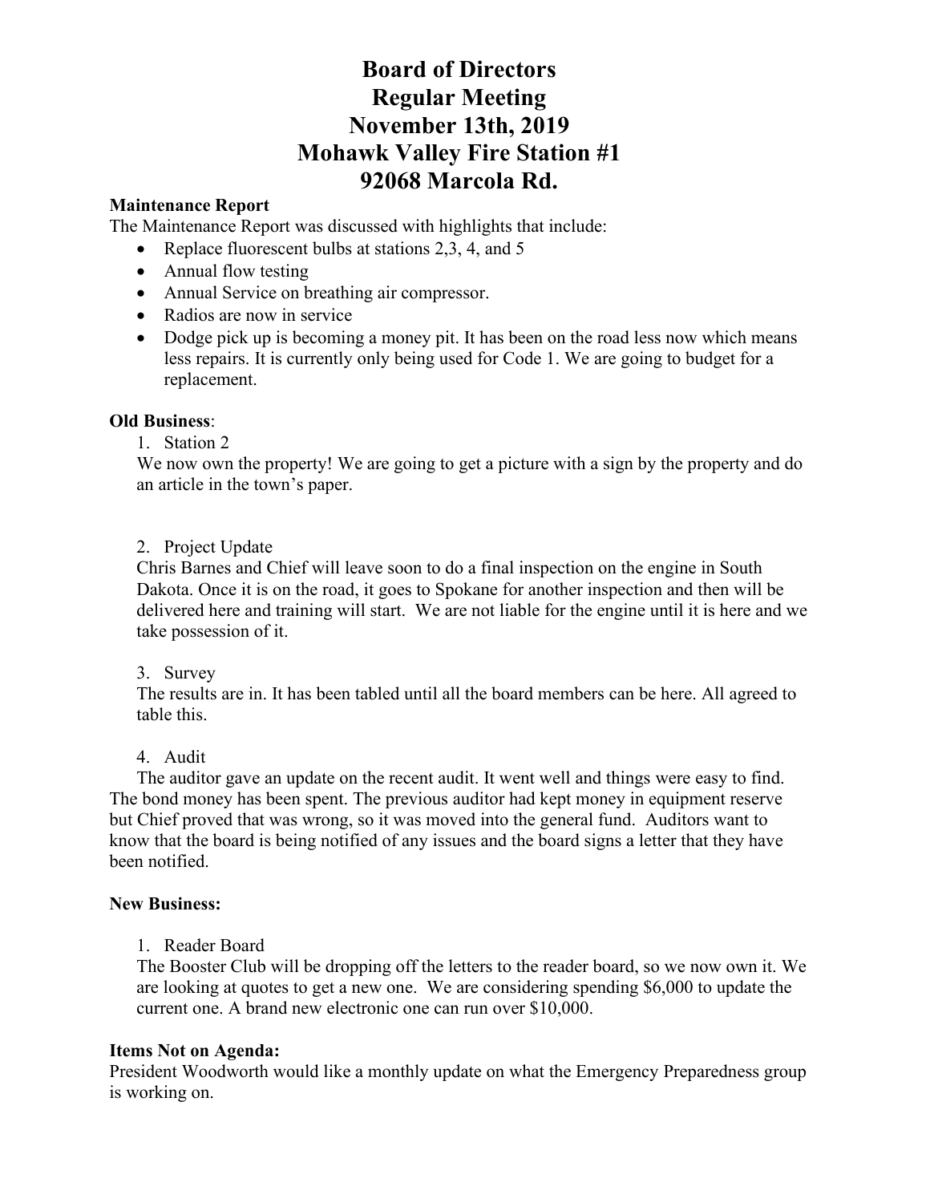# Board of Directors
# Regular Meeting
# November 13th, 2019
# Mohawk Valley Fire Station #1
# 92068 Marcola Rd.

**Maintenance Report**

The Maintenance Report was discussed with highlights that include:

- Replace fluorescent bulbs at stations 2,3, 4, and 5
- Annual flow testing
- Annual Service on breathing air compressor.
- Radios are now in service
- Dodge pick up is becoming a money pit. It has been on the road less now which means less repairs. It is currently only being used for Code 1. We are going to budget for a replacement.

**Old Business**:

1. Station 2

   We now own the property! We are going to get a picture with a sign by the property and do an article in the town's paper.

2. Project Update

   Chris Barnes and Chief will leave soon to do a final inspection on the engine in South Dakota. Once it is on the road, it goes to Spokane for another inspection and then will be delivered here and training will start. We are not liable for the engine until it is here and we take possession of it.

3. Survey

   The results are in. It has been tabled until all the board members can be here. All agreed to table this.

4. Audit

The auditor gave an update on the recent audit. It went well and things were easy to find. The bond money has been spent. The previous auditor had kept money in equipment reserve but Chief proved that was wrong, so it was moved into the general fund. Auditors want to know that the board is being notified of any issues and the board signs a letter that they have been notified.

**New Business:**

1. Reader Board

   The Booster Club will be dropping off the letters to the reader board, so we now own it. We are looking at quotes to get a new one. We are considering spending $6,000 to update the current one. A brand new electronic one can run over $10,000.

**Items Not on Agenda:**

President Woodworth would like a monthly update on what the Emergency Preparedness group is working on.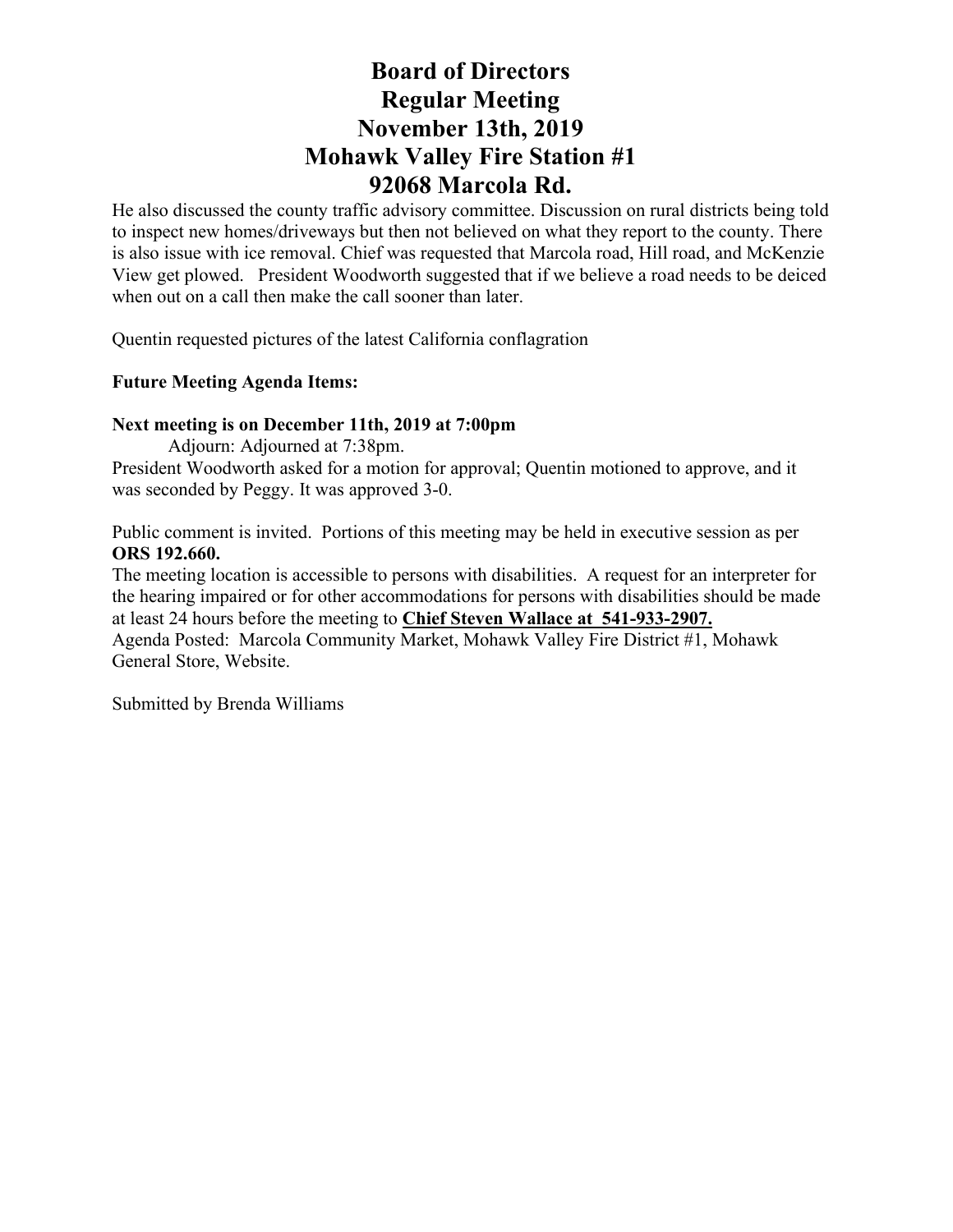# Board of Directors
# Regular Meeting
# November 13th, 2019
# Mohawk Valley Fire Station #1
# 92068 Marcola Rd.

He also discussed the county traffic advisory committee. Discussion on rural districts being told to inspect new homes/driveways but then not believed on what they report to the county. There is also issue with ice removal. Chief was requested that Marcola road, Hill road, and McKenzie View get plowed. President Woodworth suggested that if we believe a road needs to be deiced when out on a call then make the call sooner than later.

Quentin requested pictures of the latest California conflagration

**Future Meeting Agenda Items:**

**Next meeting is on December 11th, 2019 at 7:00pm**

Adjourn: Adjourned at 7:38pm.

President Woodworth asked for a motion for approval; Quentin motioned to approve, and it was seconded by Peggy. It was approved 3-0.

Public comment is invited. Portions of this meeting may be held in executive session as per **ORS 192.660.**

The meeting location is accessible to persons with disabilities. A request for an interpreter for the hearing impaired or for other accommodations for persons with disabilities should be made at least 24 hours before the meeting to **Chief Steven Wallace at 541-933-2907.**

Agenda Posted: Marcola Community Market, Mohawk Valley Fire District #1, Mohawk General Store, Website.

Submitted by Brenda Williams